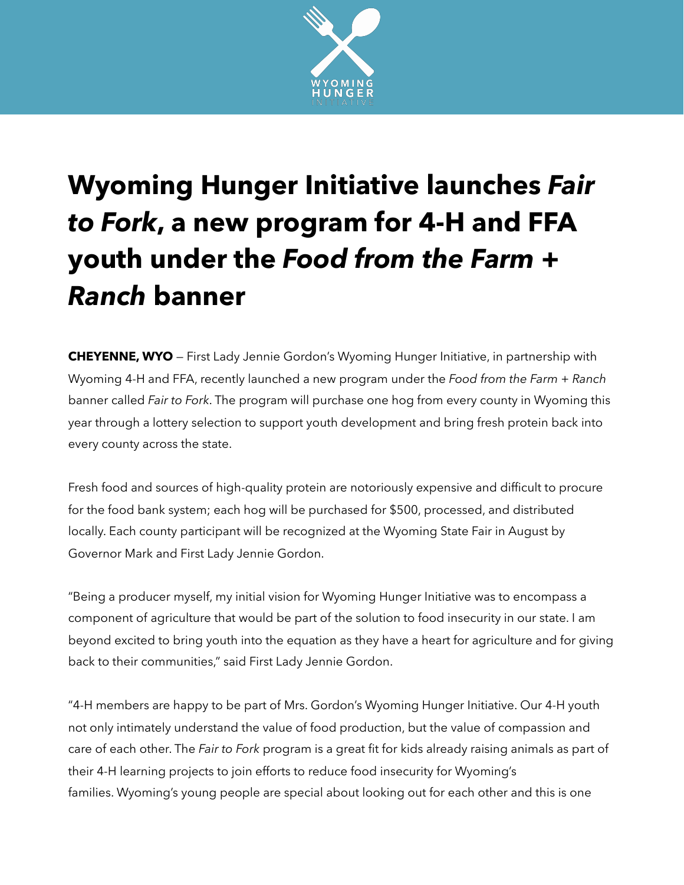# Wyoming Hunger Initiative launches *Fair to Fork*, a new program for 4-H and FFA youth under the *Food from the Farm + Ranch* banner

**CHEYENNE, WYO** — First Lady Jennie Gordon's Wyoming Hunger Initiative, in partnership with Wyoming 4-H and FFA, recently launched a new program under the *Food from the Farm + Ranch* banner called *Fair to Fork*. The program will purchase one hog from every county in Wyoming this year through a lottery selection to support youth development and bring fresh protein back into every county across the state.

Fresh food and sources of high-quality protein are notoriously expensive and difficult to procure for the food bank system; each hog will be purchased for $500, processed, and distributed locally. Each county participant will be recognized at the Wyoming State Fair in August by Governor Mark and First Lady Jennie Gordon.

"Being a producer myself, my initial vision for Wyoming Hunger Initiative was to encompass a component of agriculture that would be part of the solution to food insecurity in our state. I am beyond excited to bring youth into the equation as they have a heart for agriculture and for giving back to their communities," said First Lady Jennie Gordon.

"4-H members are happy to be part of Mrs. Gordon's Wyoming Hunger Initiative. Our 4-H youth not only intimately understand the value of food production, but the value of compassion and care of each other. The *Fair to Fork* program is a great fit for kids already raising animals as part of their 4-H learning projects to join efforts to reduce food insecurity for Wyoming's families. Wyoming's young people are special about looking out for each other and this is one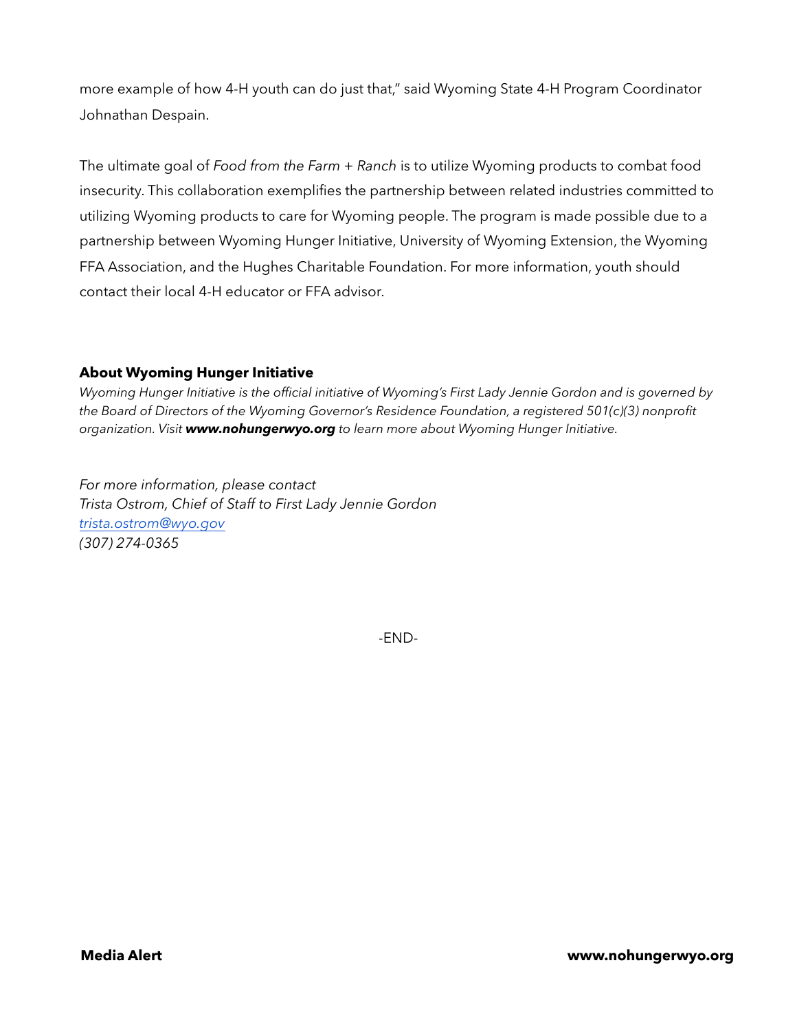more example of how 4-H youth can do just that," said Wyoming State 4-H Program Coordinator Johnathan Despain.

The ultimate goal of *Food from the Farm + Ranch* is to utilize Wyoming products to combat food insecurity. This collaboration exemplifies the partnership between related industries committed to utilizing Wyoming products to care for Wyoming people. The program is made possible due to a partnership between Wyoming Hunger Initiative, University of Wyoming Extension, the Wyoming FFA Association, and the Hughes Charitable Foundation. For more information, youth should contact their local 4-H educator or FFA advisor.

**About Wyoming Hunger Initiative**

*Wyoming Hunger Initiative is the official initiative of Wyoming's First Lady Jennie Gordon and is governed by the Board of Directors of the Wyoming Governor's Residence Foundation, a registered 501(c)(3) nonprofit organization. Visit* ***www.nohungerwyo.org*** *to learn more about Wyoming Hunger Initiative.*

*For more information, please contact*
*Trista Ostrom, Chief of Staff to First Lady Jennie Gordon*
*trista.ostrom@wyo.gov*
*(307) 274-0365*

-END-